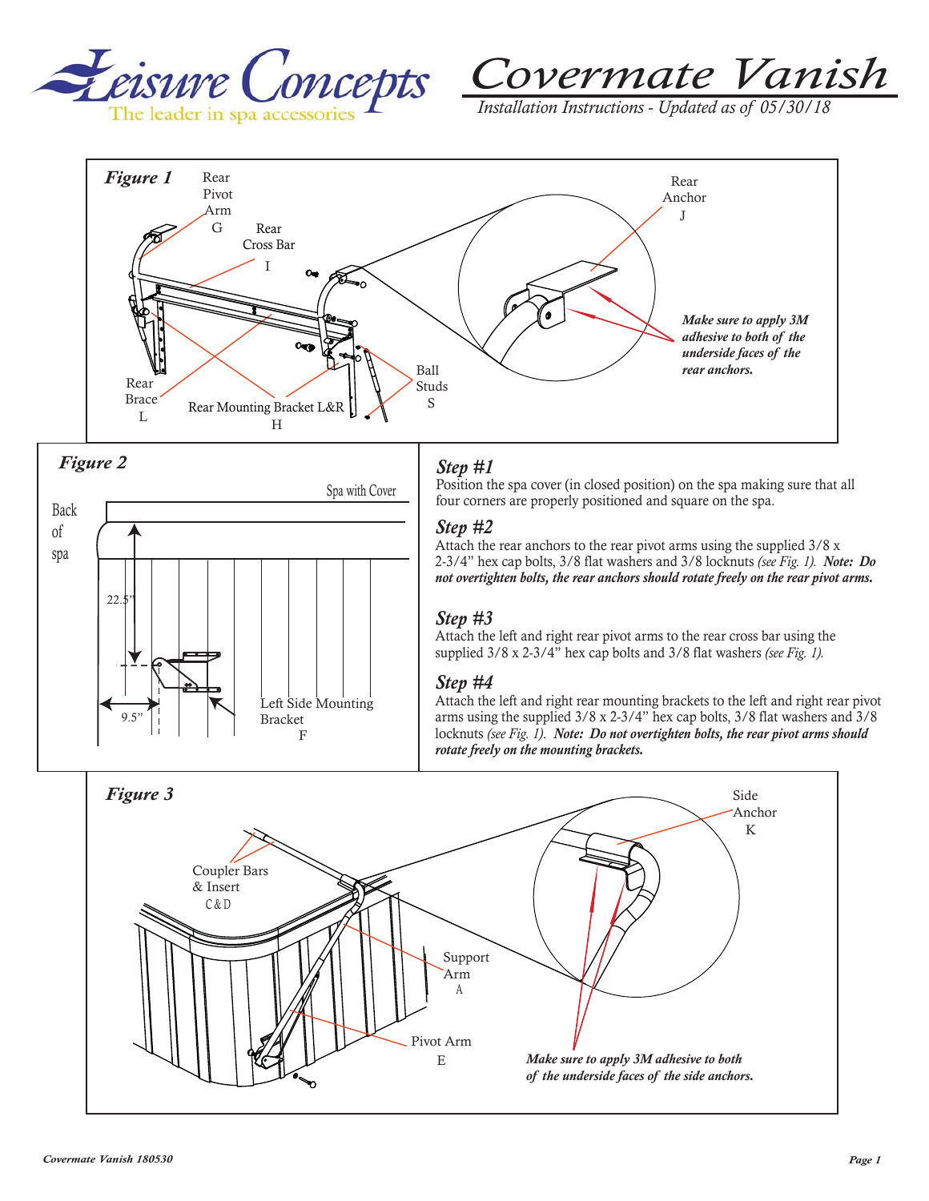Leisure Concepts
The leader in spa accessories

# Covermate Vanish

*Installation Instructions - Updated as of 05/30/18*

***Figure 1***

Rear Pivot Arm G

Rear Cross Bar I

Rear Anchor J

***Make sure to apply 3M adhesive to both of the underside faces of the rear anchors.***

Ball Studs S

Rear Brace L

Rear Mounting Bracket L&R H

***Figure 2***

Spa with Cover

Back of spa

22.5"

9.5"

Left Side Mounting Bracket F

## *Step #1*

Position the spa cover (in closed position) on the spa making sure that all four corners are properly positioned and square on the spa.

## *Step #2*

Attach the rear anchors to the rear pivot arms using the supplied 3/8 x 2-3/4" hex cap bolts, 3/8 flat washers and 3/8 locknuts *(see Fig. 1)*. ***Note: Do not overtighten bolts, the rear anchors should rotate freely on the rear pivot arms.***

## *Step #3*

Attach the left and right rear pivot arms to the rear cross bar using the supplied 3/8 x 2-3/4" hex cap bolts and 3/8 flat washers *(see Fig. 1).*

## *Step #4*

Attach the left and right rear mounting brackets to the left and right rear pivot arms using the supplied 3/8 x 2-3/4" hex cap bolts, 3/8 flat washers and 3/8 locknuts *(see Fig. 1)*. ***Note: Do not overtighten bolts, the rear pivot arms should rotate freely on the mounting brackets.***

***Figure 3***

Coupler Bars & Insert C & D

Side Anchor K

Support Arm A

Pivot Arm E

***Make sure to apply 3M adhesive to both of the underside faces of the side anchors.***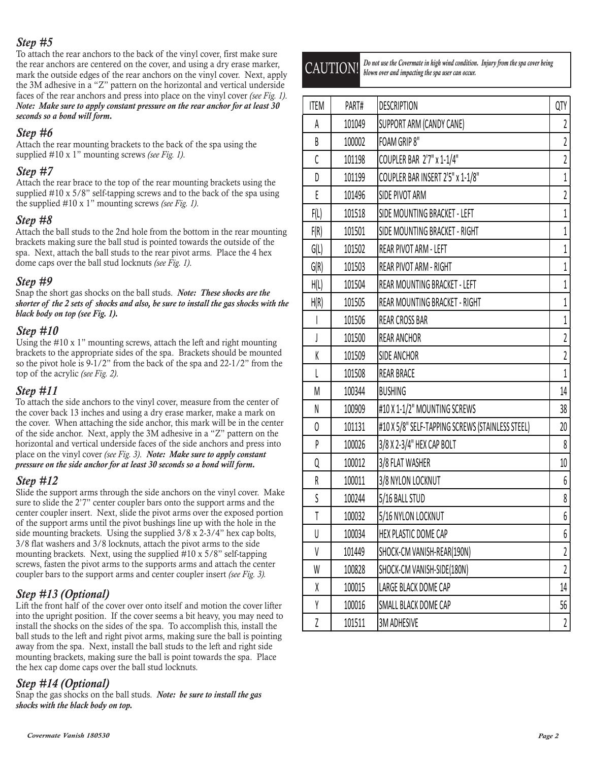## *Step #5*

To attach the rear anchors to the back of the vinyl cover, first make sure the rear anchors are centered on the cover, and using a dry erase marker, mark the outside edges of the rear anchors on the vinyl cover. Next, apply the 3M adhesive in a "Z" pattern on the horizontal and vertical underside faces of the rear anchors and press into place on the vinyl cover *(see Fig. 1)*. ***Note: Make sure to apply constant pressure on the rear anchor for at least 30 seconds so a bond will form.***

## *Step #6*

Attach the rear mounting brackets to the back of the spa using the supplied #10 x 1" mounting screws *(see Fig. 1)*.

## *Step #7*

Attach the rear brace to the top of the rear mounting brackets using the supplied #10 x 5/8" self-tapping screws and to the back of the spa using the supplied #10 x 1" mounting screws *(see Fig. 1)*.

## *Step #8*

Attach the ball studs to the 2nd hole from the bottom in the rear mounting brackets making sure the ball stud is pointed towards the outside of the spa. Next, attach the ball studs to the rear pivot arms. Place the 4 hex dome caps over the ball stud locknuts *(see Fig. 1)*.

## *Step #9*

Snap the short gas shocks on the ball studs. ***Note: These shocks are the shorter of the 2 sets of shocks and also, be sure to install the gas shocks with the black body on top (see Fig. 1).***

## *Step #10*

Using the #10 x 1" mounting screws, attach the left and right mounting brackets to the appropriate sides of the spa. Brackets should be mounted so the pivot hole is 9-1/2" from the back of the spa and 22-1/2" from the top of the acrylic *(see Fig. 2)*.

## *Step #11*

To attach the side anchors to the vinyl cover, measure from the center of the cover back 13 inches and using a dry erase marker, make a mark on the cover. When attaching the side anchor, this mark will be in the center of the side anchor. Next, apply the 3M adhesive in a "Z" pattern on the horizontal and vertical underside faces of the side anchors and press into place on the vinyl cover *(see Fig. 3)*. ***Note: Make sure to apply constant pressure on the side anchor for at least 30 seconds so a bond will form.***

## *Step #12*

Slide the support arms through the side anchors on the vinyl cover. Make sure to slide the 2'7" center coupler bars onto the support arms and the center coupler insert. Next, slide the pivot arms over the exposed portion of the support arms until the pivot bushings line up with the hole in the side mounting brackets. Using the supplied 3/8 x 2-3/4" hex cap bolts, 3/8 flat washers and 3/8 locknuts, attach the pivot arms to the side mounting brackets. Next, using the supplied #10 x 5/8" self-tapping screws, fasten the pivot arms to the supports arms and attach the center coupler bars to the support arms and center coupler insert *(see Fig. 3)*.

## *Step #13 (Optional)*

Lift the front half of the cover over onto itself and motion the cover lifter into the upright position. If the cover seems a bit heavy, you may need to install the shocks on the sides of the spa. To accomplish this, install the ball studs to the left and right pivot arms, making sure the ball is pointing away from the spa. Next, install the ball studs to the left and right side mounting brackets, making sure the ball is point towards the spa. Place the hex cap dome caps over the ball stud locknuts.

## *Step #14 (Optional)*

Snap the gas shocks on the ball studs. ***Note: be sure to install the gas shocks with the black body on top.***

**CAUTION!** *Do not use the Covermate in high wind condition. Injury from the spa cover being blown over and impacting the spa user can occur.*

| ITEM | PART# | DESCRIPTION | QTY |
|---|---|---|---|
| A | 101049 | SUPPORT ARM (CANDY CANE) | 2 |
| B | 100002 | FOAM GRIP 8" | 2 |
| C | 101198 | COUPLER BAR 2'7" x 1-1/4" | 2 |
| D | 101199 | COUPLER BAR INSERT 2'5" x 1-1/8" | 1 |
| E | 101496 | SIDE PIVOT ARM | 2 |
| F(L) | 101518 | SIDE MOUNTING BRACKET - LEFT | 1 |
| F(R) | 101501 | SIDE MOUNTING BRACKET - RIGHT | 1 |
| G(L) | 101502 | REAR PIVOT ARM - LEFT | 1 |
| G(R) | 101503 | REAR PIVOT ARM - RIGHT | 1 |
| H(L) | 101504 | REAR MOUNTING BRACKET - LEFT | 1 |
| H(R) | 101505 | REAR MOUNTING BRACKET - RIGHT | 1 |
| I | 101506 | REAR CROSS BAR | 1 |
| J | 101500 | REAR ANCHOR | 2 |
| K | 101509 | SIDE ANCHOR | 2 |
| L | 101508 | REAR BRACE | 1 |
| M | 100344 | BUSHING | 14 |
| N | 100909 | #10 X 1-1/2" MOUNTING SCREWS | 38 |
| O | 101131 | #10 X 5/8" SELF-TAPPING SCREWS (STAINLESS STEEL) | 20 |
| P | 100026 | 3/8 X 2-3/4" HEX CAP BOLT | 8 |
| Q | 100012 | 3/8 FLAT WASHER | 10 |
| R | 100011 | 3/8 NYLON LOCKNUT | 6 |
| S | 100244 | 5/16 BALL STUD | 8 |
| T | 100032 | 5/16 NYLON LOCKNUT | 6 |
| U | 100034 | HEX PLASTIC DOME CAP | 6 |
| V | 101449 | SHOCK-CM VANISH-REAR(190N) | 2 |
| W | 100828 | SHOCK-CM VANISH-SIDE(180N) | 2 |
| X | 100015 | LARGE BLACK DOME CAP | 14 |
| Y | 100016 | SMALL BLACK DOME CAP | 56 |
| Z | 101511 | 3M ADHESIVE | 2 |